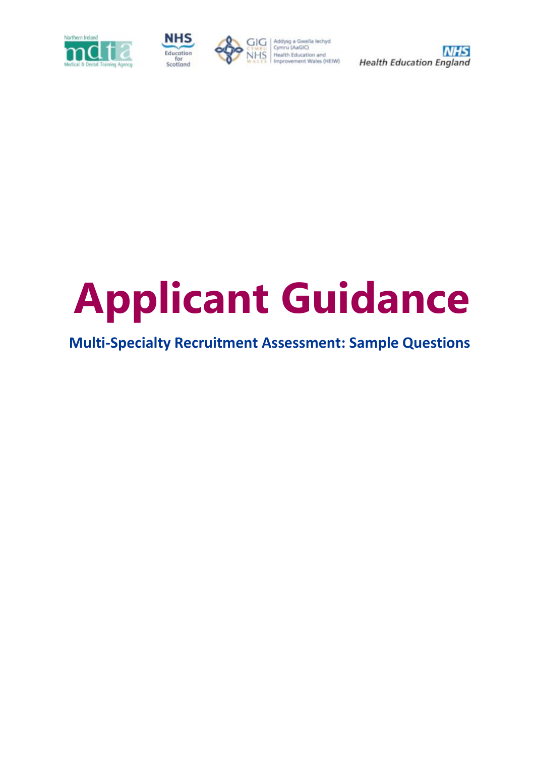# Applicant Guidance

## Multi-Specialty Recruitment Assessment: Sample Questions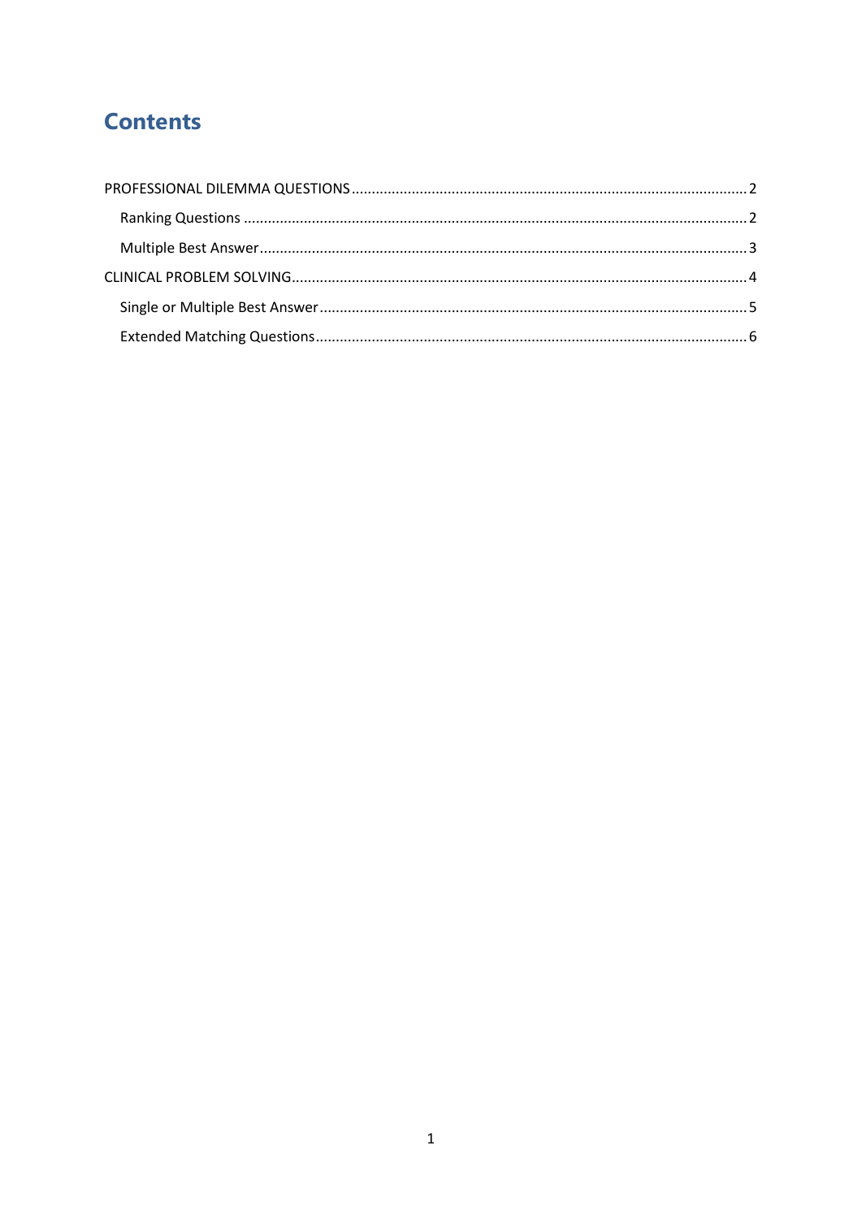# Contents

PROFESSIONAL DILEMMA QUESTIONS .......... 2
- Ranking Questions .......... 2
- Multiple Best Answer .......... 3

CLINICAL PROBLEM SOLVING .......... 4
- Single or Multiple Best Answer .......... 5
- Extended Matching Questions .......... 6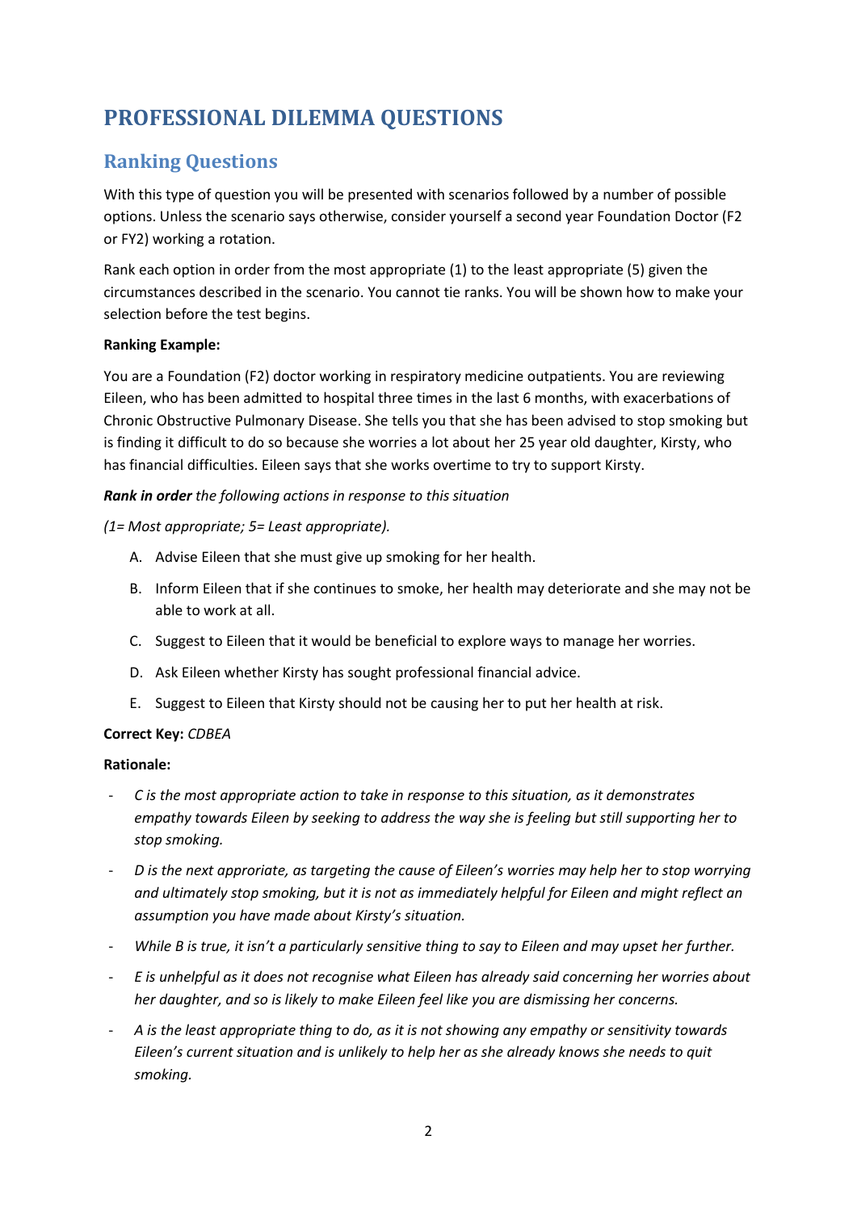# PROFESSIONAL DILEMMA QUESTIONS

## Ranking Questions

With this type of question you will be presented with scenarios followed by a number of possible options. Unless the scenario says otherwise, consider yourself a second year Foundation Doctor (F2 or FY2) working a rotation.

Rank each option in order from the most appropriate (1) to the least appropriate (5) given the circumstances described in the scenario. You cannot tie ranks. You will be shown how to make your selection before the test begins.

**Ranking Example:**

You are a Foundation (F2) doctor working in respiratory medicine outpatients. You are reviewing Eileen, who has been admitted to hospital three times in the last 6 months, with exacerbations of Chronic Obstructive Pulmonary Disease. She tells you that she has been advised to stop smoking but is finding it difficult to do so because she worries a lot about her 25 year old daughter, Kirsty, who has financial difficulties. Eileen says that she works overtime to try to support Kirsty.

***Rank in order*** *the following actions in response to this situation*

*(1= Most appropriate; 5= Least appropriate).*

A. Advise Eileen that she must give up smoking for her health.

B. Inform Eileen that if she continues to smoke, her health may deteriorate and she may not be able to work at all.

C. Suggest to Eileen that it would be beneficial to explore ways to manage her worries.

D. Ask Eileen whether Kirsty has sought professional financial advice.

E. Suggest to Eileen that Kirsty should not be causing her to put her health at risk.

**Correct Key:** *CDBEA*

**Rationale:**

- *C is the most appropriate action to take in response to this situation, as it demonstrates empathy towards Eileen by seeking to address the way she is feeling but still supporting her to stop smoking.*
- *D is the next approriate, as targeting the cause of Eileen's worries may help her to stop worrying and ultimately stop smoking, but it is not as immediately helpful for Eileen and might reflect an assumption you have made about Kirsty's situation.*
- *While B is true, it isn't a particularly sensitive thing to say to Eileen and may upset her further.*
- *E is unhelpful as it does not recognise what Eileen has already said concerning her worries about her daughter, and so is likely to make Eileen feel like you are dismissing her concerns.*
- *A is the least appropriate thing to do, as it is not showing any empathy or sensitivity towards Eileen's current situation and is unlikely to help her as she already knows she needs to quit smoking.*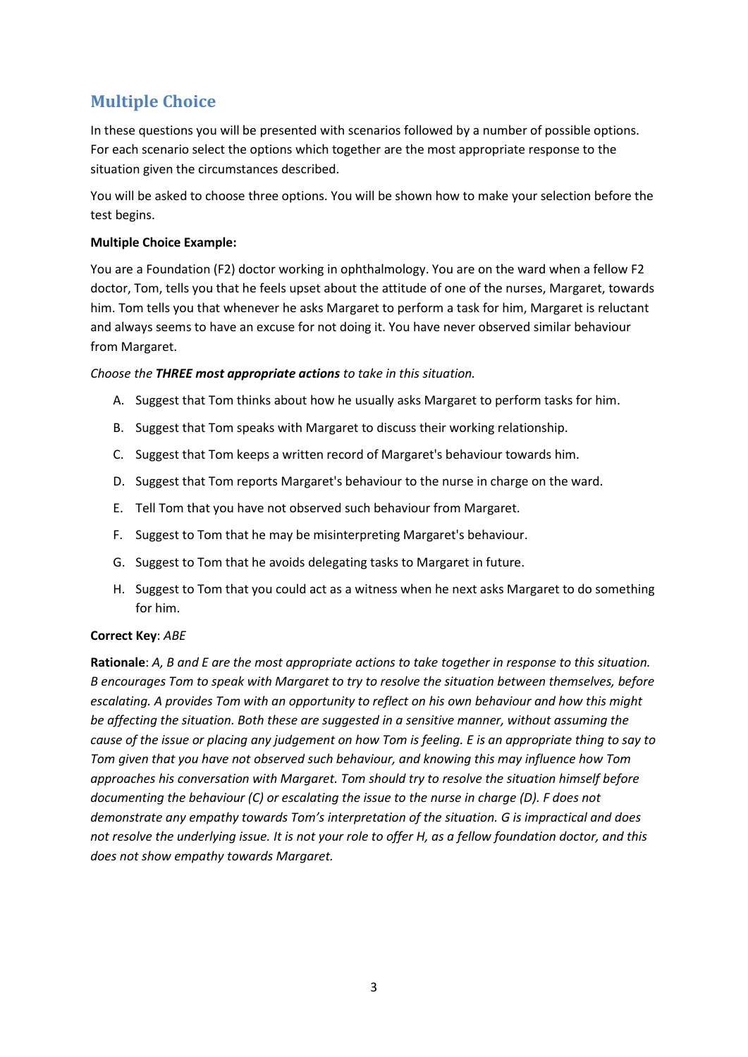## Multiple Choice

In these questions you will be presented with scenarios followed by a number of possible options. For each scenario select the options which together are the most appropriate response to the situation given the circumstances described.

You will be asked to choose three options. You will be shown how to make your selection before the test begins.

**Multiple Choice Example:**

You are a Foundation (F2) doctor working in ophthalmology. You are on the ward when a fellow F2 doctor, Tom, tells you that he feels upset about the attitude of one of the nurses, Margaret, towards him. Tom tells you that whenever he asks Margaret to perform a task for him, Margaret is reluctant and always seems to have an excuse for not doing it. You have never observed similar behaviour from Margaret.

*Choose the **THREE most appropriate actions** to take in this situation.*

A. Suggest that Tom thinks about how he usually asks Margaret to perform tasks for him.

B. Suggest that Tom speaks with Margaret to discuss their working relationship.

C. Suggest that Tom keeps a written record of Margaret's behaviour towards him.

D. Suggest that Tom reports Margaret's behaviour to the nurse in charge on the ward.

E. Tell Tom that you have not observed such behaviour from Margaret.

F. Suggest to Tom that he may be misinterpreting Margaret's behaviour.

G. Suggest to Tom that he avoids delegating tasks to Margaret in future.

H. Suggest to Tom that you could act as a witness when he next asks Margaret to do something for him.

**Correct Key**: *ABE*

**Rationale**: *A, B and E are the most appropriate actions to take together in response to this situation. B encourages Tom to speak with Margaret to try to resolve the situation between themselves, before escalating. A provides Tom with an opportunity to reflect on his own behaviour and how this might be affecting the situation. Both these are suggested in a sensitive manner, without assuming the cause of the issue or placing any judgement on how Tom is feeling. E is an appropriate thing to say to Tom given that you have not observed such behaviour, and knowing this may influence how Tom approaches his conversation with Margaret. Tom should try to resolve the situation himself before documenting the behaviour (C) or escalating the issue to the nurse in charge (D). F does not demonstrate any empathy towards Tom's interpretation of the situation. G is impractical and does not resolve the underlying issue. It is not your role to offer H, as a fellow foundation doctor, and this does not show empathy towards Margaret.*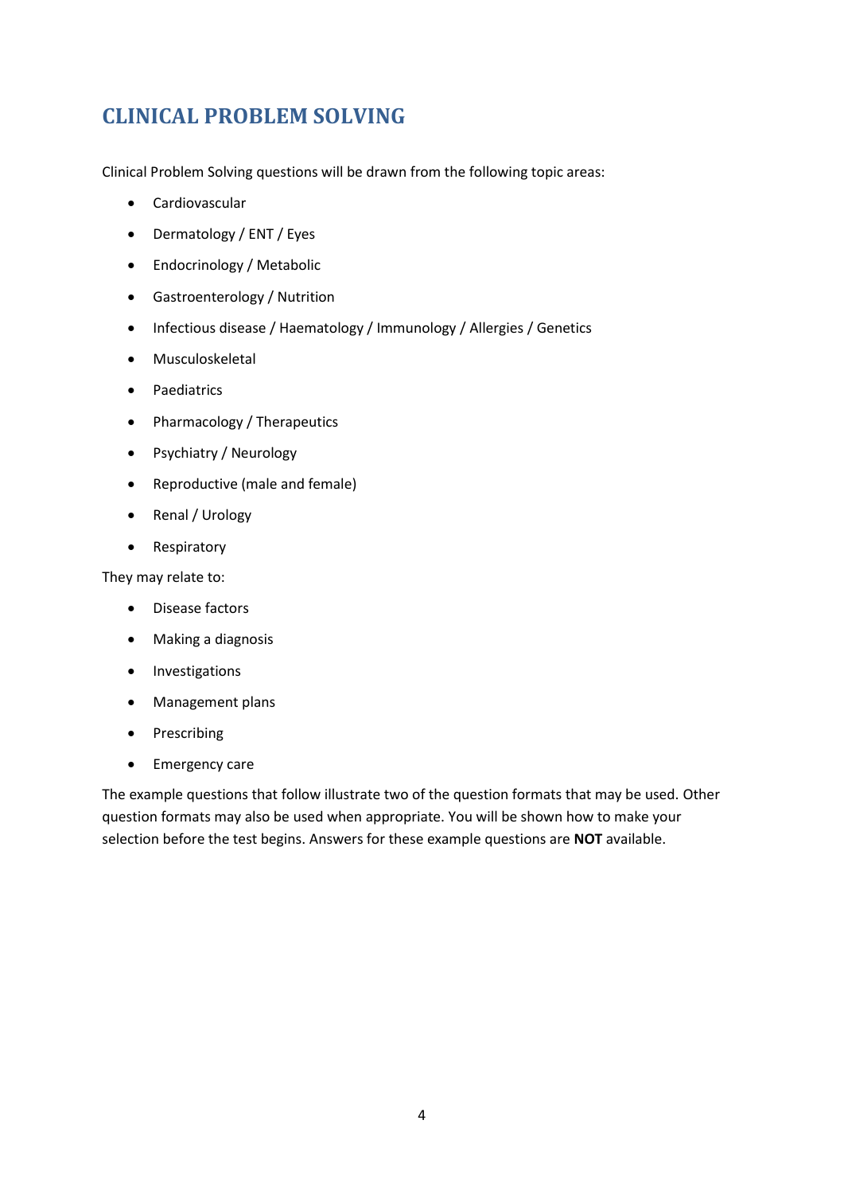# CLINICAL PROBLEM SOLVING

Clinical Problem Solving questions will be drawn from the following topic areas:

- Cardiovascular
- Dermatology / ENT / Eyes
- Endocrinology / Metabolic
- Gastroenterology / Nutrition
- Infectious disease / Haematology / Immunology / Allergies / Genetics
- Musculoskeletal
- Paediatrics
- Pharmacology / Therapeutics
- Psychiatry / Neurology
- Reproductive (male and female)
- Renal / Urology
- Respiratory

They may relate to:

- Disease factors
- Making a diagnosis
- Investigations
- Management plans
- Prescribing
- Emergency care

The example questions that follow illustrate two of the question formats that may be used. Other question formats may also be used when appropriate. You will be shown how to make your selection before the test begins. Answers for these example questions are **NOT** available.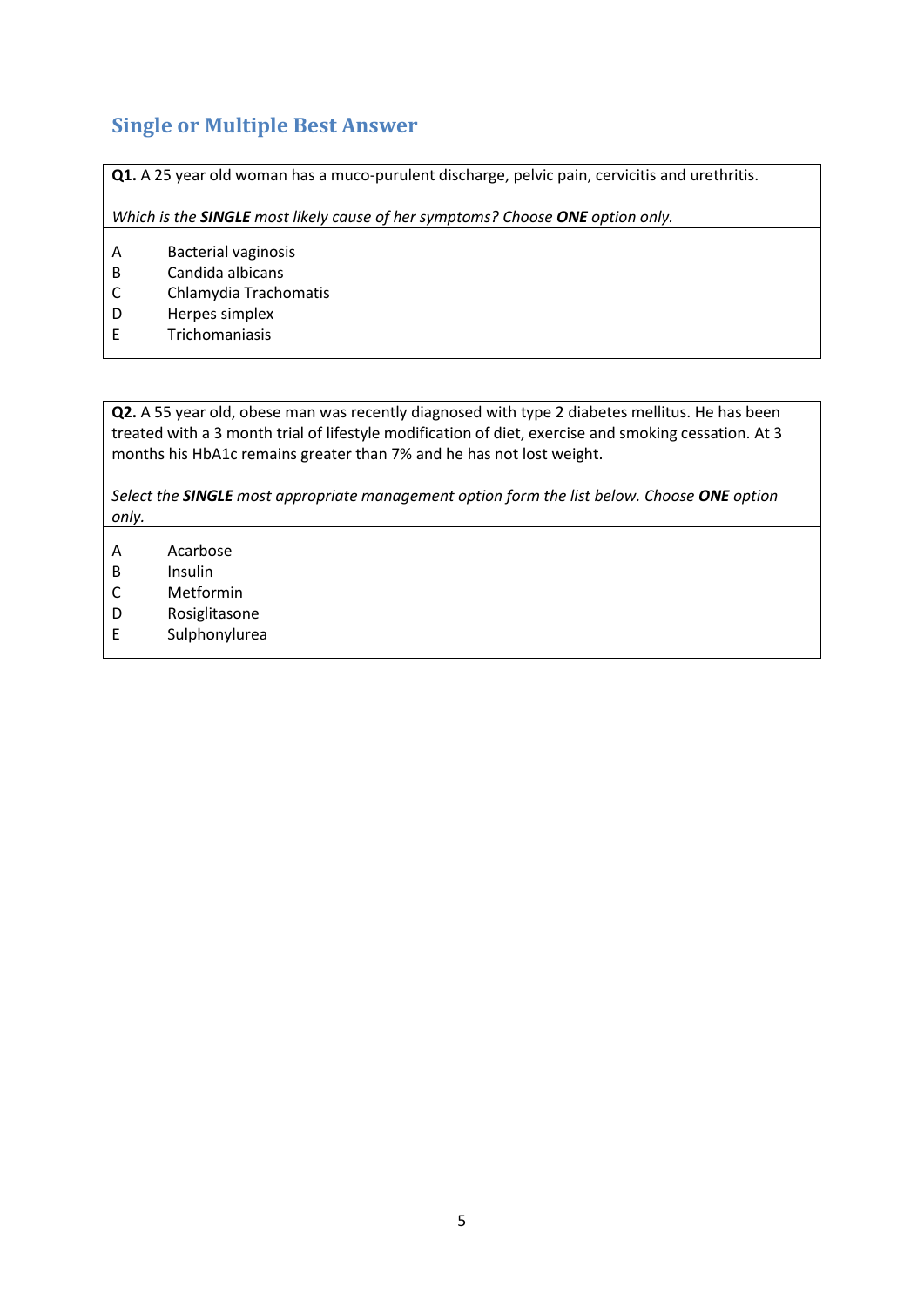## Single or Multiple Best Answer

**Q1.** A 25 year old woman has a muco-purulent discharge, pelvic pain, cervicitis and urethritis.

*Which is the **SINGLE** most likely cause of her symptoms? Choose **ONE** option only.*

A Bacterial vaginosis
B Candida albicans
C Chlamydia Trachomatis
D Herpes simplex
E Trichomaniasis

**Q2.** A 55 year old, obese man was recently diagnosed with type 2 diabetes mellitus. He has been treated with a 3 month trial of lifestyle modification of diet, exercise and smoking cessation. At 3 months his HbA1c remains greater than 7% and he has not lost weight.

*Select the **SINGLE** most appropriate management option form the list below. Choose **ONE** option only.*

A Acarbose
B Insulin
C Metformin
D Rosiglitasone
E Sulphonylurea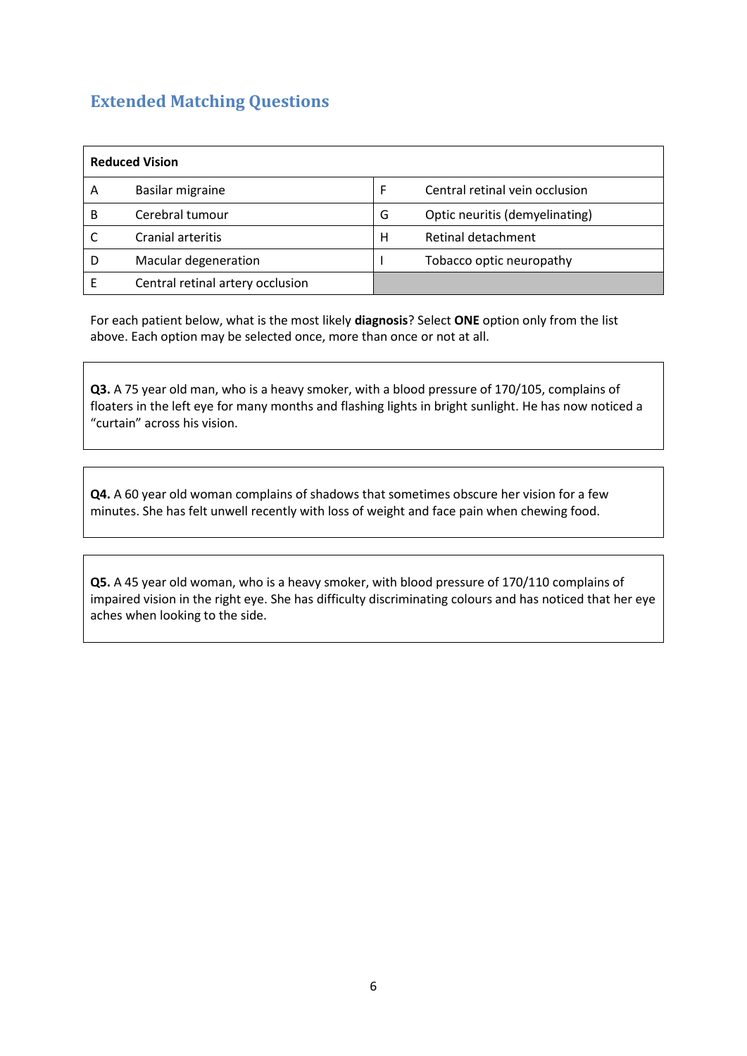## Extended Matching Questions

| Reduced Vision | | | |
|---|---|---|---|
| A | Basilar migraine | F | Central retinal vein occlusion |
| B | Cerebral tumour | G | Optic neuritis (demyelinating) |
| C | Cranial arteritis | H | Retinal detachment |
| D | Macular degeneration | I | Tobacco optic neuropathy |
| E | Central retinal artery occlusion | | |

For each patient below, what is the most likely **diagnosis**? Select **ONE** option only from the list above. Each option may be selected once, more than once or not at all.

**Q3.** A 75 year old man, who is a heavy smoker, with a blood pressure of 170/105, complains of floaters in the left eye for many months and flashing lights in bright sunlight. He has now noticed a "curtain" across his vision.

**Q4.** A 60 year old woman complains of shadows that sometimes obscure her vision for a few minutes. She has felt unwell recently with loss of weight and face pain when chewing food.

**Q5.** A 45 year old woman, who is a heavy smoker, with blood pressure of 170/110 complains of impaired vision in the right eye. She has difficulty discriminating colours and has noticed that her eye aches when looking to the side.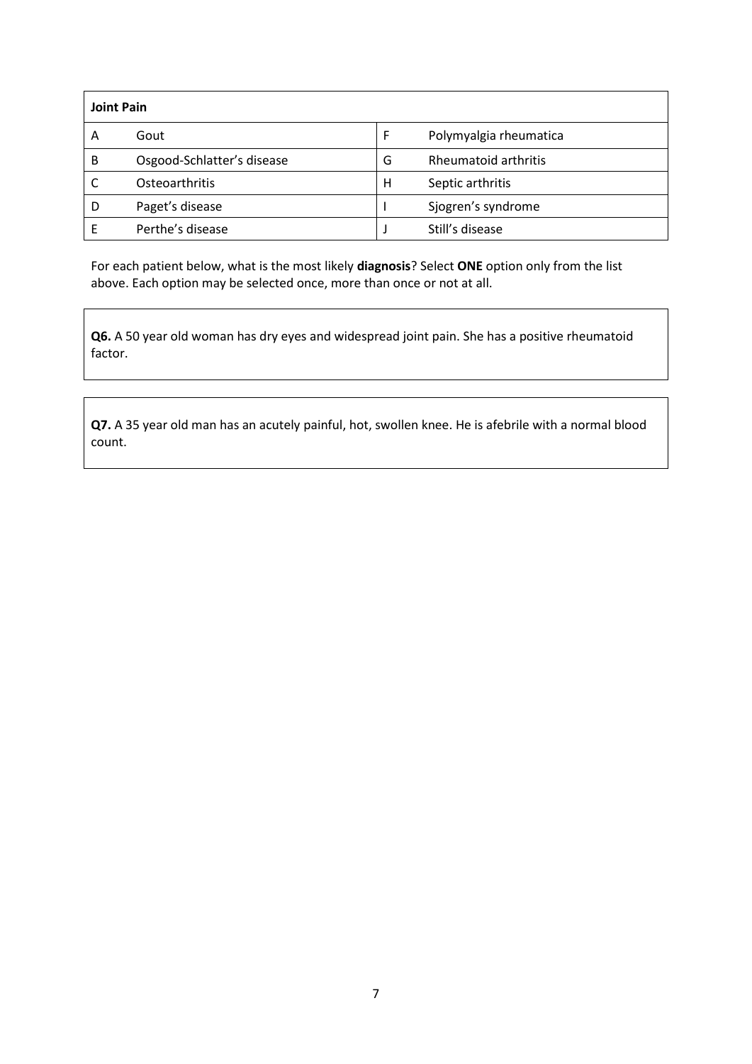| Joint Pain | | | |
|---|---|---|---|
| A | Gout | F | Polymyalgia rheumatica |
| B | Osgood-Schlatter's disease | G | Rheumatoid arthritis |
| C | Osteoarthritis | H | Septic arthritis |
| D | Paget's disease | I | Sjogren's syndrome |
| E | Perthe's disease | J | Still's disease |

For each patient below, what is the most likely **diagnosis**? Select **ONE** option only from the list above. Each option may be selected once, more than once or not at all.

**Q6.** A 50 year old woman has dry eyes and widespread joint pain. She has a positive rheumatoid factor.

**Q7.** A 35 year old man has an acutely painful, hot, swollen knee. He is afebrile with a normal blood count.